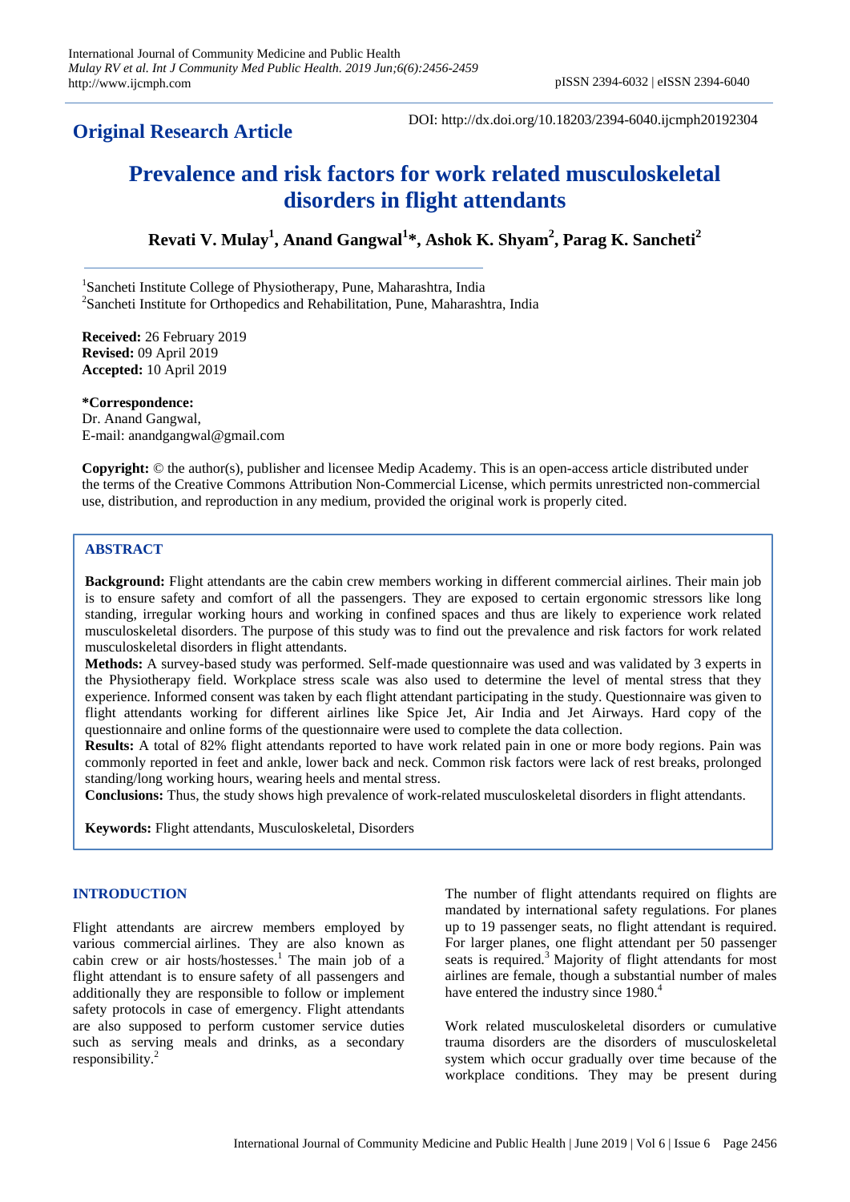**Original Research Article**

DOI: http://dx.doi.org/10.18203/2394-6040.ijcmph20192304

# Prevalence and risk factors for work related musculoskeletal disorders in flight attendants

**Revati V. Mulay[1], Anand Gangwal[1]\*, Ashok K. Shyam[2], Parag K. Sancheti[2]**

[1]Sancheti Institute College of Physiotherapy, Pune, Maharashtra, India
[2]Sancheti Institute for Orthopedics and Rehabilitation, Pune, Maharashtra, India

**Received:** 26 February 2019
**Revised:** 09 April 2019
**Accepted:** 10 April 2019

**\*Correspondence:**
Dr. Anand Gangwal,
E-mail: anandgangwal@gmail.com

**Copyright:** © the author(s), publisher and licensee Medip Academy. This is an open-access article distributed under the terms of the Creative Commons Attribution Non-Commercial License, which permits unrestricted non-commercial use, distribution, and reproduction in any medium, provided the original work is properly cited.

## ABSTRACT

**Background:** Flight attendants are the cabin crew members working in different commercial airlines. Their main job is to ensure safety and comfort of all the passengers. They are exposed to certain ergonomic stressors like long standing, irregular working hours and working in confined spaces and thus are likely to experience work related musculoskeletal disorders. The purpose of this study was to find out the prevalence and risk factors for work related musculoskeletal disorders in flight attendants.

**Methods:** A survey-based study was performed. Self-made questionnaire was used and was validated by 3 experts in the Physiotherapy field. Workplace stress scale was also used to determine the level of mental stress that they experience. Informed consent was taken by each flight attendant participating in the study. Questionnaire was given to flight attendants working for different airlines like Spice Jet, Air India and Jet Airways. Hard copy of the questionnaire and online forms of the questionnaire were used to complete the data collection.

**Results:** A total of 82% flight attendants reported to have work related pain in one or more body regions. Pain was commonly reported in feet and ankle, lower back and neck. Common risk factors were lack of rest breaks, prolonged standing/long working hours, wearing heels and mental stress.

**Conclusions:** Thus, the study shows high prevalence of work-related musculoskeletal disorders in flight attendants.

**Keywords:** Flight attendants, Musculoskeletal, Disorders

## INTRODUCTION

Flight attendants are aircrew members employed by various commercial airlines. They are also known as cabin crew or air hosts/hostesses.[1] The main job of a flight attendant is to ensure safety of all passengers and additionally they are responsible to follow or implement safety protocols in case of emergency. Flight attendants are also supposed to perform customer service duties such as serving meals and drinks, as a secondary responsibility.[2]

The number of flight attendants required on flights are mandated by international safety regulations. For planes up to 19 passenger seats, no flight attendant is required. For larger planes, one flight attendant per 50 passenger seats is required.[3] Majority of flight attendants for most airlines are female, though a substantial number of males have entered the industry since 1980.[4]

Work related musculoskeletal disorders or cumulative trauma disorders are the disorders of musculoskeletal system which occur gradually over time because of the workplace conditions. They may be present during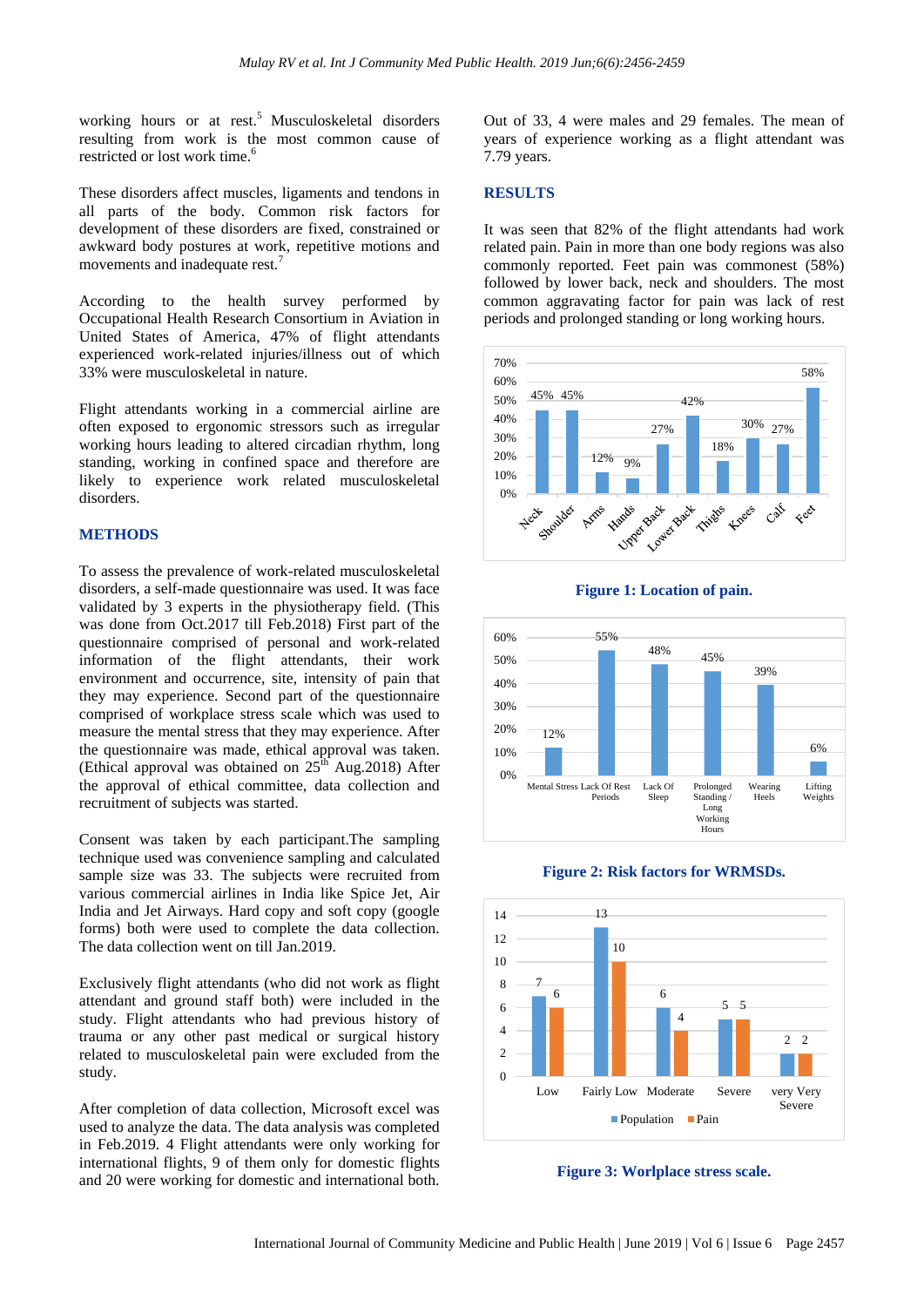working hours or at rest.[5] Musculoskeletal disorders resulting from work is the most common cause of restricted or lost work time.[6]

These disorders affect muscles, ligaments and tendons in all parts of the body. Common risk factors for development of these disorders are fixed, constrained or awkward body postures at work, repetitive motions and movements and inadequate rest.[7]

According to the health survey performed by Occupational Health Research Consortium in Aviation in United States of America, 47% of flight attendants experienced work-related injuries/illness out of which 33% were musculoskeletal in nature.

Flight attendants working in a commercial airline are often exposed to ergonomic stressors such as irregular working hours leading to altered circadian rhythm, long standing, working in confined space and therefore are likely to experience work related musculoskeletal disorders.

## METHODS

To assess the prevalence of work-related musculoskeletal disorders, a self-made questionnaire was used. It was face validated by 3 experts in the physiotherapy field. (This was done from Oct.2017 till Feb.2018) First part of the questionnaire comprised of personal and work-related information of the flight attendants, their work environment and occurrence, site, intensity of pain that they may experience. Second part of the questionnaire comprised of workplace stress scale which was used to measure the mental stress that they may experience. After the questionnaire was made, ethical approval was taken. (Ethical approval was obtained on 25th Aug.2018) After the approval of ethical committee, data collection and recruitment of subjects was started.

Consent was taken by each participant.The sampling technique used was convenience sampling and calculated sample size was 33. The subjects were recruited from various commercial airlines in India like Spice Jet, Air India and Jet Airways. Hard copy and soft copy (google forms) both were used to complete the data collection. The data collection went on till Jan.2019.

Exclusively flight attendants (who did not work as flight attendant and ground staff both) were included in the study. Flight attendants who had previous history of trauma or any other past medical or surgical history related to musculoskeletal pain were excluded from the study.

After completion of data collection, Microsoft excel was used to analyze the data. The data analysis was completed in Feb.2019. 4 Flight attendants were only working for international flights, 9 of them only for domestic flights and 20 were working for domestic and international both. Out of 33, 4 were males and 29 females. The mean of years of experience working as a flight attendant was 7.79 years.

## RESULTS

It was seen that 82% of the flight attendants had work related pain. Pain in more than one body regions was also commonly reported. Feet pain was commonest (58%) followed by lower back, neck and shoulders. The most common aggravating factor for pain was lack of rest periods and prolonged standing or long working hours.

| Location | Percentage |
|---|---|
| Neck | 45% |
| Shoulder | 45% |
| Arms | 12% |
| Hands | 9% |
| Upper Back | 27% |
| Lower Back | 42% |
| Thighs | 18% |
| Knees | 30% |
| Calf | 27% |
| Feet | 58% |

**Figure 1: Location of pain.**

| Risk factor | Percentage |
|---|---|
| Mental Stress | 12% |
| Lack Of Rest Periods | 55% |
| Lack Of Sleep | 48% |
| Prolonged Standing / Long Working Hours | 45% |
| Wearing Heels | 39% |
| Lifting Weights | 6% |

**Figure 2: Risk factors for WRMSDs.**

| Stress level | Population | Pain |
|---|---|---|
| Low | 7 | 6 |
| Fairly Low | 13 | 10 |
| Moderate | 6 | 4 |
| Severe | 5 | 5 |
| very Very Severe | 2 | 2 |

**Figure 3: Worlplace stress scale.**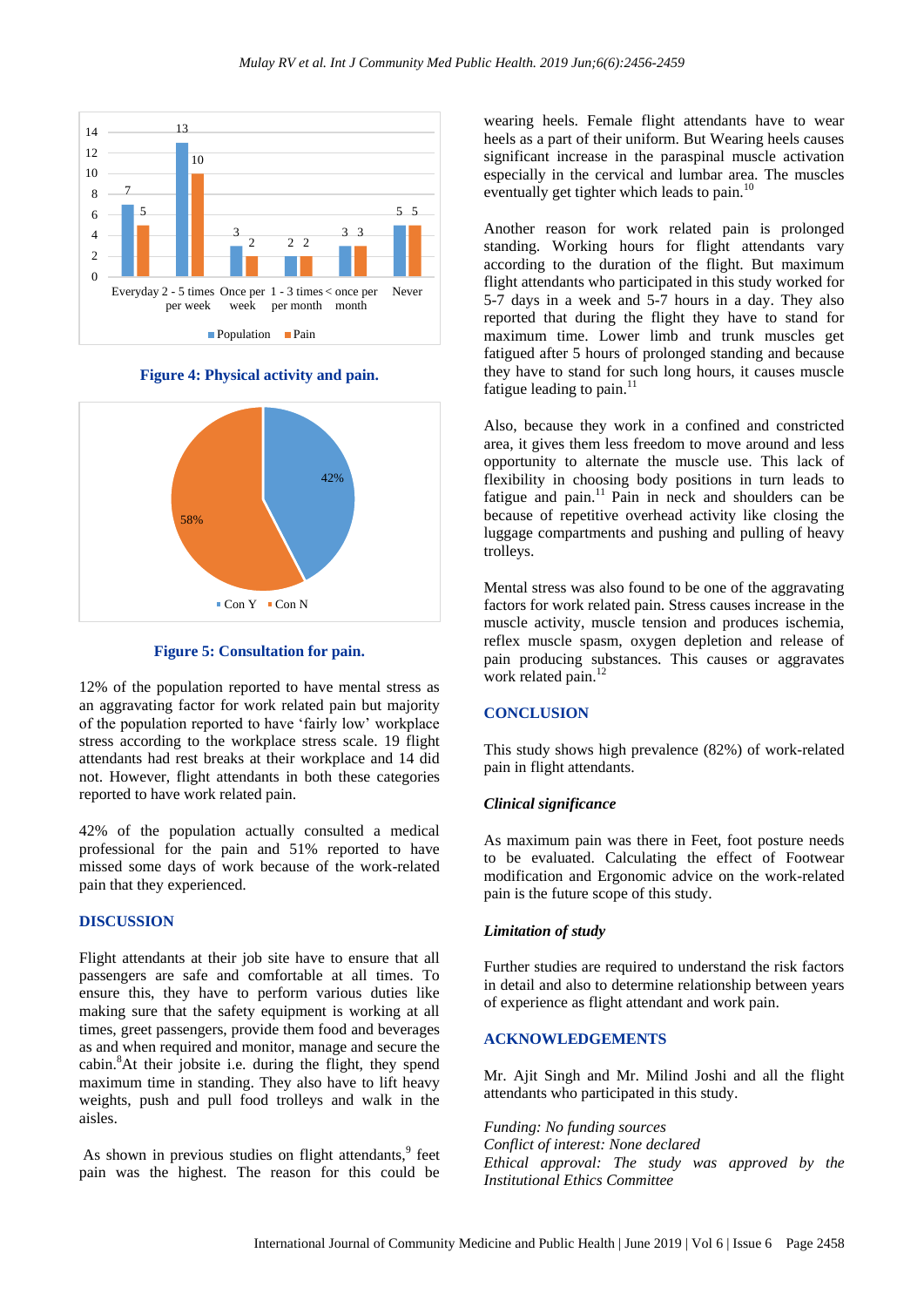**Figure 4: Physical activity and pain.**

**Figure 5: Consultation for pain.**

12% of the population reported to have mental stress as an aggravating factor for work related pain but majority of the population reported to have 'fairly low' workplace stress according to the workplace stress scale. 19 flight attendants had rest breaks at their workplace and 14 did not. However, flight attendants in both these categories reported to have work related pain.

42% of the population actually consulted a medical professional for the pain and 51% reported to have missed some days of work because of the work-related pain that they experienced.

## DISCUSSION

Flight attendants at their job site have to ensure that all passengers are safe and comfortable at all times. To ensure this, they have to perform various duties like making sure that the safety equipment is working at all times, greet passengers, provide them food and beverages as and when required and monitor, manage and secure the cabin.[8] At their jobsite i.e. during the flight, they spend maximum time in standing. They also have to lift heavy weights, push and pull food trolleys and walk in the aisles.

As shown in previous studies on flight attendants,[9] feet pain was the highest. The reason for this could be wearing heels. Female flight attendants have to wear heels as a part of their uniform. But Wearing heels causes significant increase in the paraspinal muscle activation especially in the cervical and lumbar area. The muscles eventually get tighter which leads to pain.[10]

Another reason for work related pain is prolonged standing. Working hours for flight attendants vary according to the duration of the flight. But maximum flight attendants who participated in this study worked for 5-7 days in a week and 5-7 hours in a day. They also reported that during the flight they have to stand for maximum time. Lower limb and trunk muscles get fatigued after 5 hours of prolonged standing and because they have to stand for such long hours, it causes muscle fatigue leading to pain.[11]

Also, because they work in a confined and constricted area, it gives them less freedom to move around and less opportunity to alternate the muscle use. This lack of flexibility in choosing body positions in turn leads to fatigue and pain.[11] Pain in neck and shoulders can be because of repetitive overhead activity like closing the luggage compartments and pushing and pulling of heavy trolleys.

Mental stress was also found to be one of the aggravating factors for work related pain. Stress causes increase in the muscle activity, muscle tension and produces ischemia, reflex muscle spasm, oxygen depletion and release of pain producing substances. This causes or aggravates work related pain.[12]

## CONCLUSION

This study shows high prevalence (82%) of work-related pain in flight attendants.

### *Clinical significance*

As maximum pain was there in Feet, foot posture needs to be evaluated. Calculating the effect of Footwear modification and Ergonomic advice on the work-related pain is the future scope of this study.

### *Limitation of study*

Further studies are required to understand the risk factors in detail and also to determine relationship between years of experience as flight attendant and work pain.

## ACKNOWLEDGEMENTS

Mr. Ajit Singh and Mr. Milind Joshi and all the flight attendants who participated in this study.

*Funding: No funding sources*
*Conflict of interest: None declared*
*Ethical approval: The study was approved by the Institutional Ethics Committee*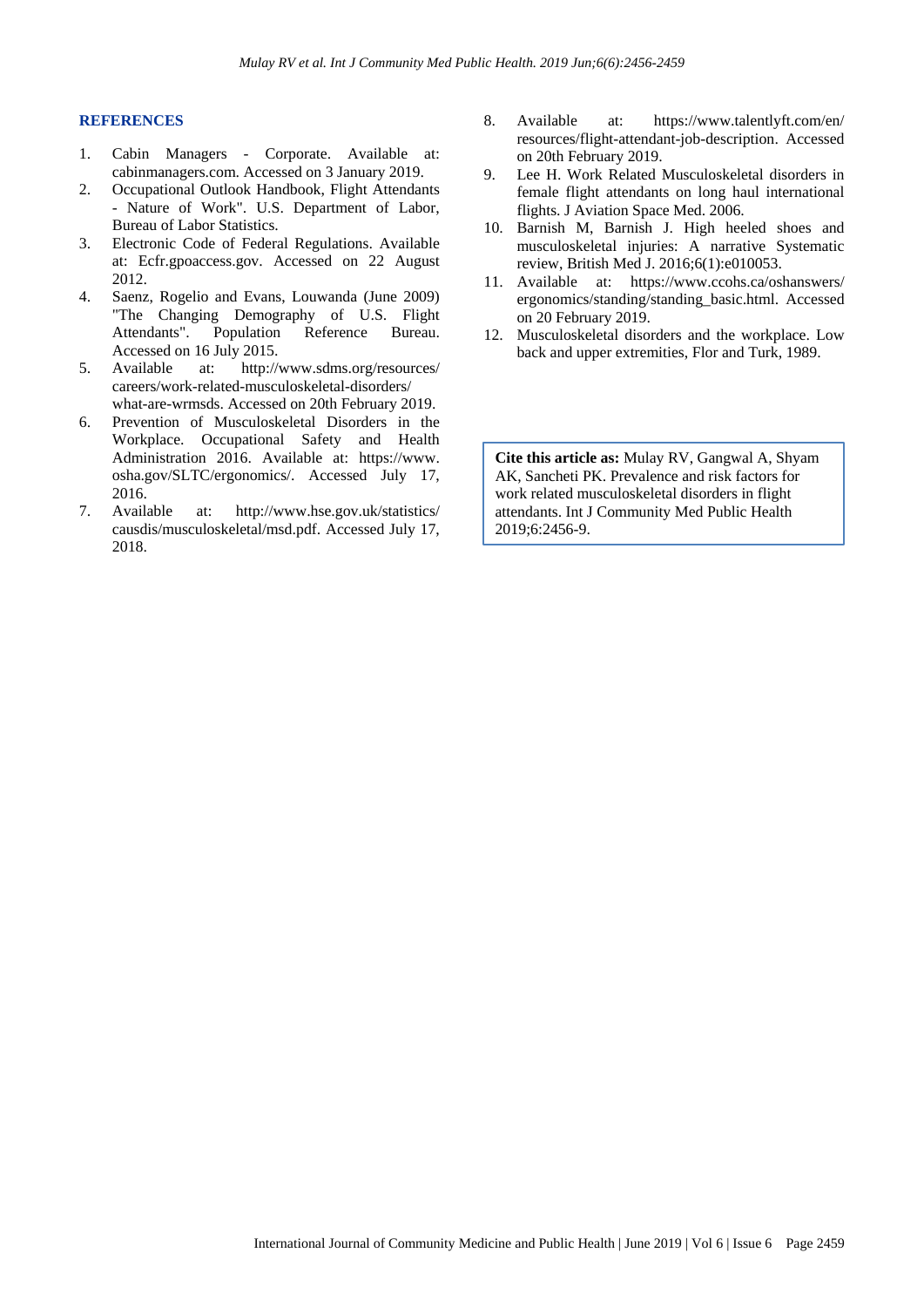## REFERENCES

1. Cabin Managers - Corporate. Available at: cabinmanagers.com. Accessed on 3 January 2019.
2. Occupational Outlook Handbook, Flight Attendants - Nature of Work". U.S. Department of Labor, Bureau of Labor Statistics.
3. Electronic Code of Federal Regulations. Available at: Ecfr.gpoaccess.gov. Accessed on 22 August 2012.
4. Saenz, Rogelio and Evans, Louwanda (June 2009) "The Changing Demography of U.S. Flight Attendants". Population Reference Bureau. Accessed on 16 July 2015.
5. Available at: http://www.sdms.org/resources/careers/work-related-musculoskeletal-disorders/what-are-wrmsds. Accessed on 20th February 2019.
6. Prevention of Musculoskeletal Disorders in the Workplace. Occupational Safety and Health Administration 2016. Available at: https://www.osha.gov/SLTC/ergonomics/. Accessed July 17, 2016.
7. Available at: http://www.hse.gov.uk/statistics/causdis/musculoskeletal/msd.pdf. Accessed July 17, 2018.
8. Available at: https://www.talentlyft.com/en/resources/flight-attendant-job-description. Accessed on 20th February 2019.
9. Lee H. Work Related Musculoskeletal disorders in female flight attendants on long haul international flights. J Aviation Space Med. 2006.
10. Barnish M, Barnish J. High heeled shoes and musculoskeletal injuries: A narrative Systematic review, British Med J. 2016;6(1):e010053.
11. Available at: https://www.ccohs.ca/oshanswers/ergonomics/standing/standing_basic.html. Accessed on 20 February 2019.
12. Musculoskeletal disorders and the workplace. Low back and upper extremities, Flor and Turk, 1989.

**Cite this article as:** Mulay RV, Gangwal A, Shyam AK, Sancheti PK. Prevalence and risk factors for work related musculoskeletal disorders in flight attendants. Int J Community Med Public Health 2019;6:2456-9.